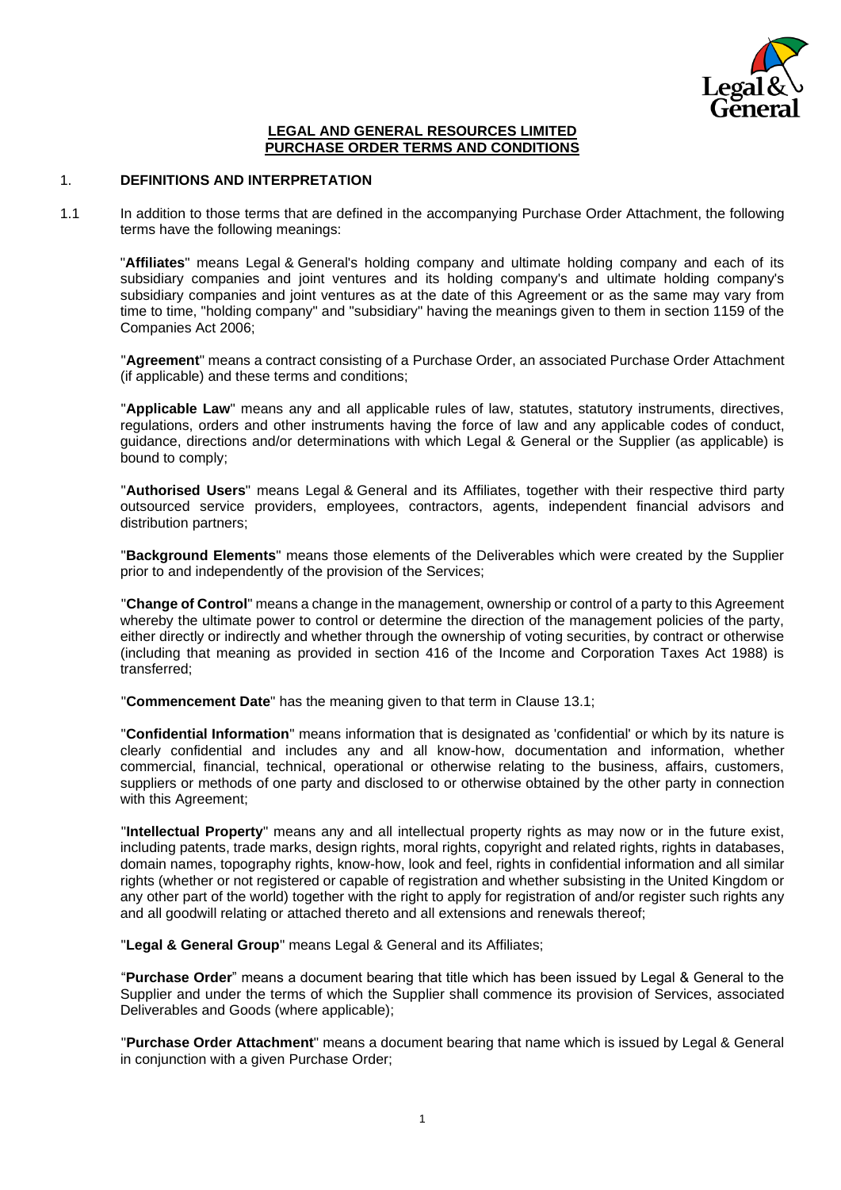**LEGAL AND GENERAL RESOURCES LIMITED**
**PURCHASE ORDER TERMS AND CONDITIONS**

## 1. DEFINITIONS AND INTERPRETATION

1.1 In addition to those terms that are defined in the accompanying Purchase Order Attachment, the following terms have the following meanings:

"**Affiliates**" means Legal & General's holding company and ultimate holding company and each of its subsidiary companies and joint ventures and its holding company's and ultimate holding company's subsidiary companies and joint ventures as at the date of this Agreement or as the same may vary from time to time, "holding company" and "subsidiary" having the meanings given to them in section 1159 of the Companies Act 2006;

"**Agreement**" means a contract consisting of a Purchase Order, an associated Purchase Order Attachment (if applicable) and these terms and conditions;

"**Applicable Law**" means any and all applicable rules of law, statutes, statutory instruments, directives, regulations, orders and other instruments having the force of law and any applicable codes of conduct, guidance, directions and/or determinations with which Legal & General or the Supplier (as applicable) is bound to comply;

"**Authorised Users**" means Legal & General and its Affiliates, together with their respective third party outsourced service providers, employees, contractors, agents, independent financial advisors and distribution partners;

"**Background Elements**" means those elements of the Deliverables which were created by the Supplier prior to and independently of the provision of the Services;

"**Change of Control**" means a change in the management, ownership or control of a party to this Agreement whereby the ultimate power to control or determine the direction of the management policies of the party, either directly or indirectly and whether through the ownership of voting securities, by contract or otherwise (including that meaning as provided in section 416 of the Income and Corporation Taxes Act 1988) is transferred;

"**Commencement Date**" has the meaning given to that term in Clause 13.1;

"**Confidential Information**" means information that is designated as 'confidential' or which by its nature is clearly confidential and includes any and all know-how, documentation and information, whether commercial, financial, technical, operational or otherwise relating to the business, affairs, customers, suppliers or methods of one party and disclosed to or otherwise obtained by the other party in connection with this Agreement;

"**Intellectual Property**" means any and all intellectual property rights as may now or in the future exist, including patents, trade marks, design rights, moral rights, copyright and related rights, rights in databases, domain names, topography rights, know-how, look and feel, rights in confidential information and all similar rights (whether or not registered or capable of registration and whether subsisting in the United Kingdom or any other part of the world) together with the right to apply for registration of and/or register such rights any and all goodwill relating or attached thereto and all extensions and renewals thereof;

"**Legal & General Group**" means Legal & General and its Affiliates;

"**Purchase Order**" means a document bearing that title which has been issued by Legal & General to the Supplier and under the terms of which the Supplier shall commence its provision of Services, associated Deliverables and Goods (where applicable);

"**Purchase Order Attachment**" means a document bearing that name which is issued by Legal & General in conjunction with a given Purchase Order;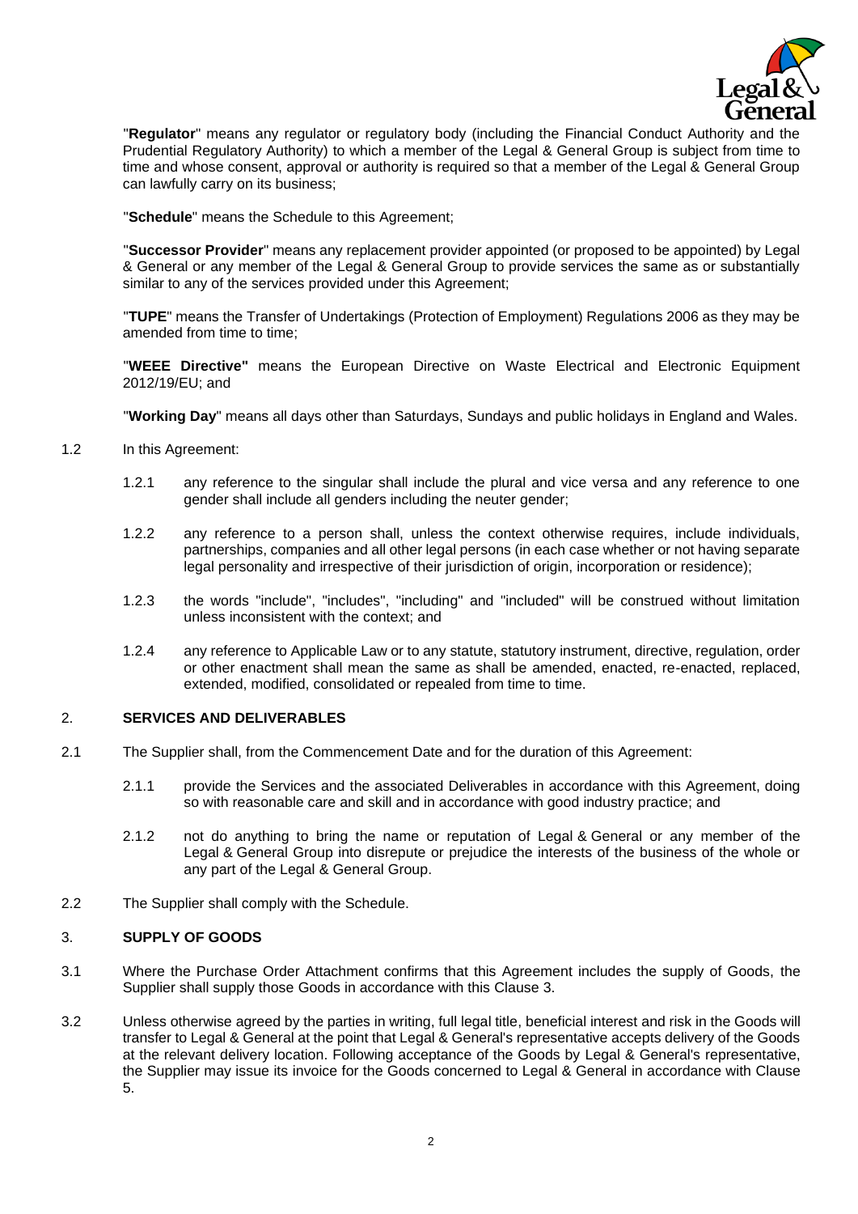"**Regulator**" means any regulator or regulatory body (including the Financial Conduct Authority and the Prudential Regulatory Authority) to which a member of the Legal & General Group is subject from time to time and whose consent, approval or authority is required so that a member of the Legal & General Group can lawfully carry on its business;

"**Schedule**" means the Schedule to this Agreement;

"**Successor Provider**" means any replacement provider appointed (or proposed to be appointed) by Legal & General or any member of the Legal & General Group to provide services the same as or substantially similar to any of the services provided under this Agreement;

"**TUPE**" means the Transfer of Undertakings (Protection of Employment) Regulations 2006 as they may be amended from time to time;

"**WEEE Directive"** means the European Directive on Waste Electrical and Electronic Equipment 2012/19/EU; and

"**Working Day**" means all days other than Saturdays, Sundays and public holidays in England and Wales.

1.2 In this Agreement:

1.2.1 any reference to the singular shall include the plural and vice versa and any reference to one gender shall include all genders including the neuter gender;

1.2.2 any reference to a person shall, unless the context otherwise requires, include individuals, partnerships, companies and all other legal persons (in each case whether or not having separate legal personality and irrespective of their jurisdiction of origin, incorporation or residence);

1.2.3 the words "include", "includes", "including" and "included" will be construed without limitation unless inconsistent with the context; and

1.2.4 any reference to Applicable Law or to any statute, statutory instrument, directive, regulation, order or other enactment shall mean the same as shall be amended, enacted, re-enacted, replaced, extended, modified, consolidated or repealed from time to time.

## 2. SERVICES AND DELIVERABLES

2.1 The Supplier shall, from the Commencement Date and for the duration of this Agreement:

2.1.1 provide the Services and the associated Deliverables in accordance with this Agreement, doing so with reasonable care and skill and in accordance with good industry practice; and

2.1.2 not do anything to bring the name or reputation of Legal & General or any member of the Legal & General Group into disrepute or prejudice the interests of the business of the whole or any part of the Legal & General Group.

2.2 The Supplier shall comply with the Schedule.

## 3. SUPPLY OF GOODS

3.1 Where the Purchase Order Attachment confirms that this Agreement includes the supply of Goods, the Supplier shall supply those Goods in accordance with this Clause 3.

3.2 Unless otherwise agreed by the parties in writing, full legal title, beneficial interest and risk in the Goods will transfer to Legal & General at the point that Legal & General's representative accepts delivery of the Goods at the relevant delivery location. Following acceptance of the Goods by Legal & General's representative, the Supplier may issue its invoice for the Goods concerned to Legal & General in accordance with Clause 5.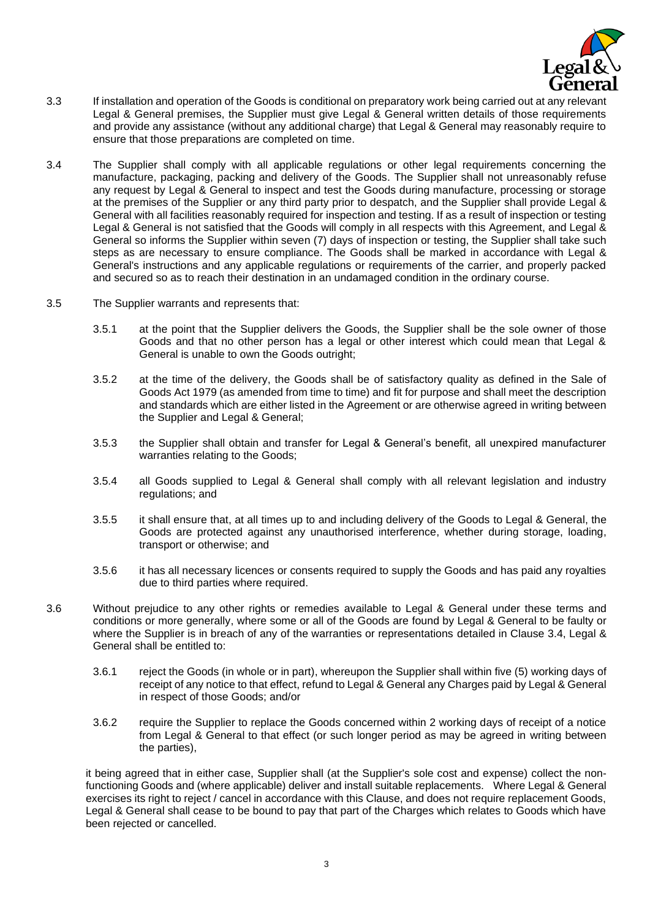3.3 If installation and operation of the Goods is conditional on preparatory work being carried out at any relevant Legal & General premises, the Supplier must give Legal & General written details of those requirements and provide any assistance (without any additional charge) that Legal & General may reasonably require to ensure that those preparations are completed on time.

3.4 The Supplier shall comply with all applicable regulations or other legal requirements concerning the manufacture, packaging, packing and delivery of the Goods. The Supplier shall not unreasonably refuse any request by Legal & General to inspect and test the Goods during manufacture, processing or storage at the premises of the Supplier or any third party prior to despatch, and the Supplier shall provide Legal & General with all facilities reasonably required for inspection and testing. If as a result of inspection or testing Legal & General is not satisfied that the Goods will comply in all respects with this Agreement, and Legal & General so informs the Supplier within seven (7) days of inspection or testing, the Supplier shall take such steps as are necessary to ensure compliance. The Goods shall be marked in accordance with Legal & General's instructions and any applicable regulations or requirements of the carrier, and properly packed and secured so as to reach their destination in an undamaged condition in the ordinary course.

3.5 The Supplier warrants and represents that:

3.5.1 at the point that the Supplier delivers the Goods, the Supplier shall be the sole owner of those Goods and that no other person has a legal or other interest which could mean that Legal & General is unable to own the Goods outright;

3.5.2 at the time of the delivery, the Goods shall be of satisfactory quality as defined in the Sale of Goods Act 1979 (as amended from time to time) and fit for purpose and shall meet the description and standards which are either listed in the Agreement or are otherwise agreed in writing between the Supplier and Legal & General;

3.5.3 the Supplier shall obtain and transfer for Legal & General's benefit, all unexpired manufacturer warranties relating to the Goods;

3.5.4 all Goods supplied to Legal & General shall comply with all relevant legislation and industry regulations; and

3.5.5 it shall ensure that, at all times up to and including delivery of the Goods to Legal & General, the Goods are protected against any unauthorised interference, whether during storage, loading, transport or otherwise; and

3.5.6 it has all necessary licences or consents required to supply the Goods and has paid any royalties due to third parties where required.

3.6 Without prejudice to any other rights or remedies available to Legal & General under these terms and conditions or more generally, where some or all of the Goods are found by Legal & General to be faulty or where the Supplier is in breach of any of the warranties or representations detailed in Clause 3.4, Legal & General shall be entitled to:

3.6.1 reject the Goods (in whole or in part), whereupon the Supplier shall within five (5) working days of receipt of any notice to that effect, refund to Legal & General any Charges paid by Legal & General in respect of those Goods; and/or

3.6.2 require the Supplier to replace the Goods concerned within 2 working days of receipt of a notice from Legal & General to that effect (or such longer period as may be agreed in writing between the parties),

it being agreed that in either case, Supplier shall (at the Supplier's sole cost and expense) collect the non-functioning Goods and (where applicable) deliver and install suitable replacements. Where Legal & General exercises its right to reject / cancel in accordance with this Clause, and does not require replacement Goods, Legal & General shall cease to be bound to pay that part of the Charges which relates to Goods which have been rejected or cancelled.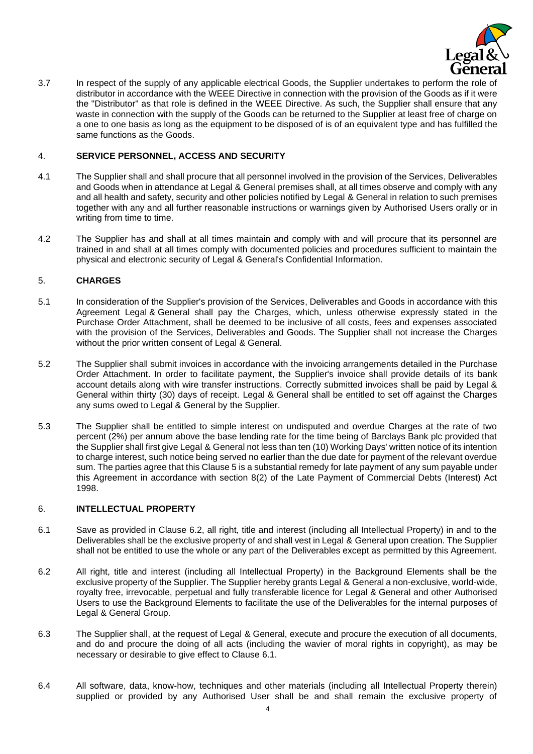3.7 In respect of the supply of any applicable electrical Goods, the Supplier undertakes to perform the role of distributor in accordance with the WEEE Directive in connection with the provision of the Goods as if it were the "Distributor" as that role is defined in the WEEE Directive. As such, the Supplier shall ensure that any waste in connection with the supply of the Goods can be returned to the Supplier at least free of charge on a one to one basis as long as the equipment to be disposed of is of an equivalent type and has fulfilled the same functions as the Goods.

## 4. **SERVICE PERSONNEL, ACCESS AND SECURITY**

4.1 The Supplier shall and shall procure that all personnel involved in the provision of the Services, Deliverables and Goods when in attendance at Legal & General premises shall, at all times observe and comply with any and all health and safety, security and other policies notified by Legal & General in relation to such premises together with any and all further reasonable instructions or warnings given by Authorised Users orally or in writing from time to time.

4.2 The Supplier has and shall at all times maintain and comply with and will procure that its personnel are trained in and shall at all times comply with documented policies and procedures sufficient to maintain the physical and electronic security of Legal & General's Confidential Information.

## 5. **CHARGES**

5.1 In consideration of the Supplier's provision of the Services, Deliverables and Goods in accordance with this Agreement Legal & General shall pay the Charges, which, unless otherwise expressly stated in the Purchase Order Attachment, shall be deemed to be inclusive of all costs, fees and expenses associated with the provision of the Services, Deliverables and Goods. The Supplier shall not increase the Charges without the prior written consent of Legal & General.

5.2 The Supplier shall submit invoices in accordance with the invoicing arrangements detailed in the Purchase Order Attachment. In order to facilitate payment, the Supplier's invoice shall provide details of its bank account details along with wire transfer instructions. Correctly submitted invoices shall be paid by Legal & General within thirty (30) days of receipt. Legal & General shall be entitled to set off against the Charges any sums owed to Legal & General by the Supplier.

5.3 The Supplier shall be entitled to simple interest on undisputed and overdue Charges at the rate of two percent (2%) per annum above the base lending rate for the time being of Barclays Bank plc provided that the Supplier shall first give Legal & General not less than ten (10) Working Days' written notice of its intention to charge interest, such notice being served no earlier than the due date for payment of the relevant overdue sum. The parties agree that this Clause 5 is a substantial remedy for late payment of any sum payable under this Agreement in accordance with section 8(2) of the Late Payment of Commercial Debts (Interest) Act 1998.

## 6. **INTELLECTUAL PROPERTY**

6.1 Save as provided in Clause 6.2, all right, title and interest (including all Intellectual Property) in and to the Deliverables shall be the exclusive property of and shall vest in Legal & General upon creation. The Supplier shall not be entitled to use the whole or any part of the Deliverables except as permitted by this Agreement.

6.2 All right, title and interest (including all Intellectual Property) in the Background Elements shall be the exclusive property of the Supplier. The Supplier hereby grants Legal & General a non-exclusive, world-wide, royalty free, irrevocable, perpetual and fully transferable licence for Legal & General and other Authorised Users to use the Background Elements to facilitate the use of the Deliverables for the internal purposes of Legal & General Group.

6.3 The Supplier shall, at the request of Legal & General, execute and procure the execution of all documents, and do and procure the doing of all acts (including the wavier of moral rights in copyright), as may be necessary or desirable to give effect to Clause 6.1.

6.4 All software, data, know-how, techniques and other materials (including all Intellectual Property therein) supplied or provided by any Authorised User shall be and shall remain the exclusive property of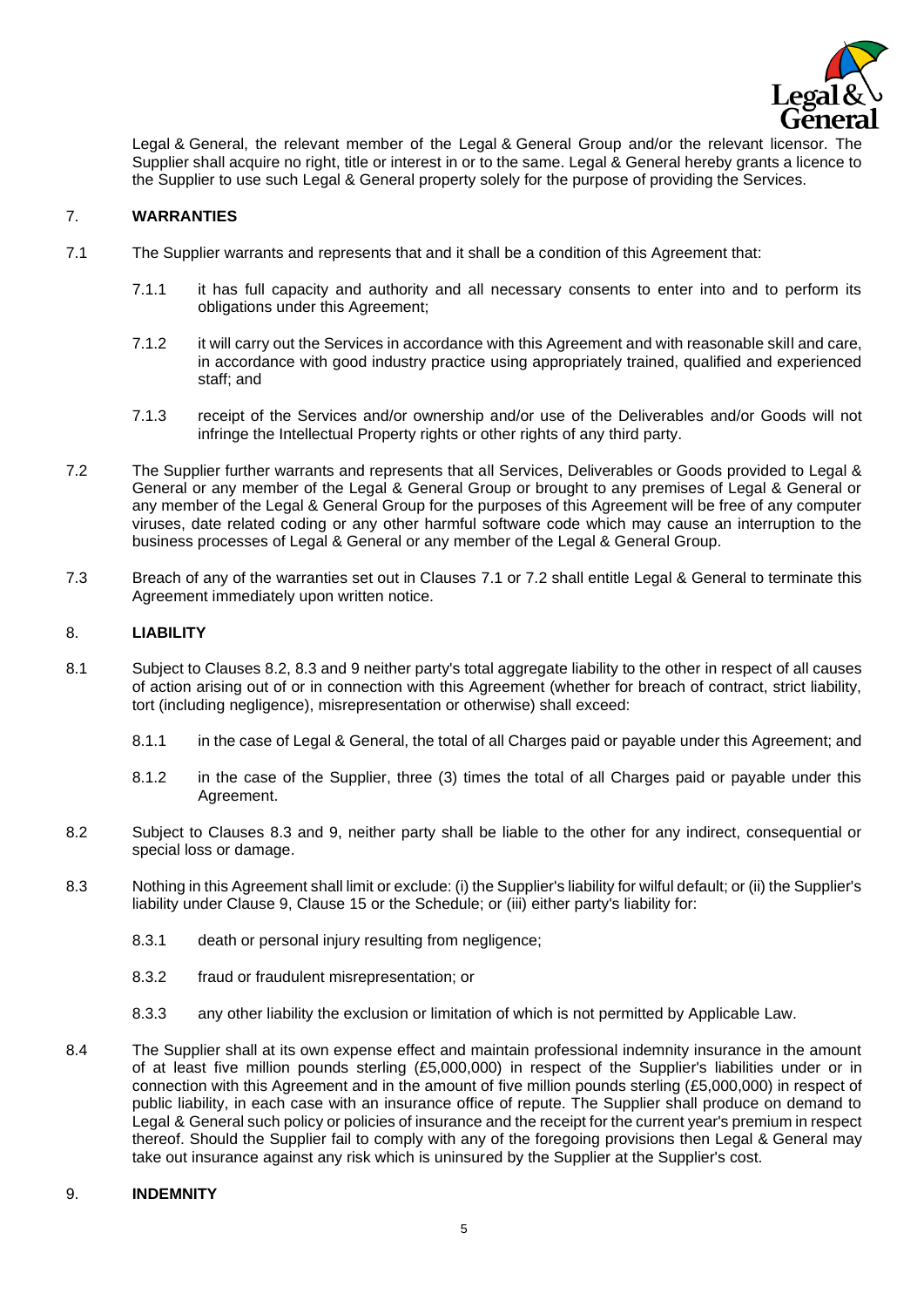Legal & General, the relevant member of the Legal & General Group and/or the relevant licensor. The Supplier shall acquire no right, title or interest in or to the same. Legal & General hereby grants a licence to the Supplier to use such Legal & General property solely for the purpose of providing the Services.

## 7. WARRANTIES

7.1 The Supplier warrants and represents that and it shall be a condition of this Agreement that:

7.1.1 it has full capacity and authority and all necessary consents to enter into and to perform its obligations under this Agreement;

7.1.2 it will carry out the Services in accordance with this Agreement and with reasonable skill and care, in accordance with good industry practice using appropriately trained, qualified and experienced staff; and

7.1.3 receipt of the Services and/or ownership and/or use of the Deliverables and/or Goods will not infringe the Intellectual Property rights or other rights of any third party.

7.2 The Supplier further warrants and represents that all Services, Deliverables or Goods provided to Legal & General or any member of the Legal & General Group or brought to any premises of Legal & General or any member of the Legal & General Group for the purposes of this Agreement will be free of any computer viruses, date related coding or any other harmful software code which may cause an interruption to the business processes of Legal & General or any member of the Legal & General Group.

7.3 Breach of any of the warranties set out in Clauses 7.1 or 7.2 shall entitle Legal & General to terminate this Agreement immediately upon written notice.

## 8. LIABILITY

8.1 Subject to Clauses 8.2, 8.3 and 9 neither party's total aggregate liability to the other in respect of all causes of action arising out of or in connection with this Agreement (whether for breach of contract, strict liability, tort (including negligence), misrepresentation or otherwise) shall exceed:

8.1.1 in the case of Legal & General, the total of all Charges paid or payable under this Agreement; and

8.1.2 in the case of the Supplier, three (3) times the total of all Charges paid or payable under this Agreement.

8.2 Subject to Clauses 8.3 and 9, neither party shall be liable to the other for any indirect, consequential or special loss or damage.

8.3 Nothing in this Agreement shall limit or exclude: (i) the Supplier's liability for wilful default; or (ii) the Supplier's liability under Clause 9, Clause 15 or the Schedule; or (iii) either party's liability for:

8.3.1 death or personal injury resulting from negligence;

8.3.2 fraud or fraudulent misrepresentation; or

8.3.3 any other liability the exclusion or limitation of which is not permitted by Applicable Law.

8.4 The Supplier shall at its own expense effect and maintain professional indemnity insurance in the amount of at least five million pounds sterling (£5,000,000) in respect of the Supplier's liabilities under or in connection with this Agreement and in the amount of five million pounds sterling (£5,000,000) in respect of public liability, in each case with an insurance office of repute. The Supplier shall produce on demand to Legal & General such policy or policies of insurance and the receipt for the current year's premium in respect thereof. Should the Supplier fail to comply with any of the foregoing provisions then Legal & General may take out insurance against any risk which is uninsured by the Supplier at the Supplier's cost.

## 9. INDEMNITY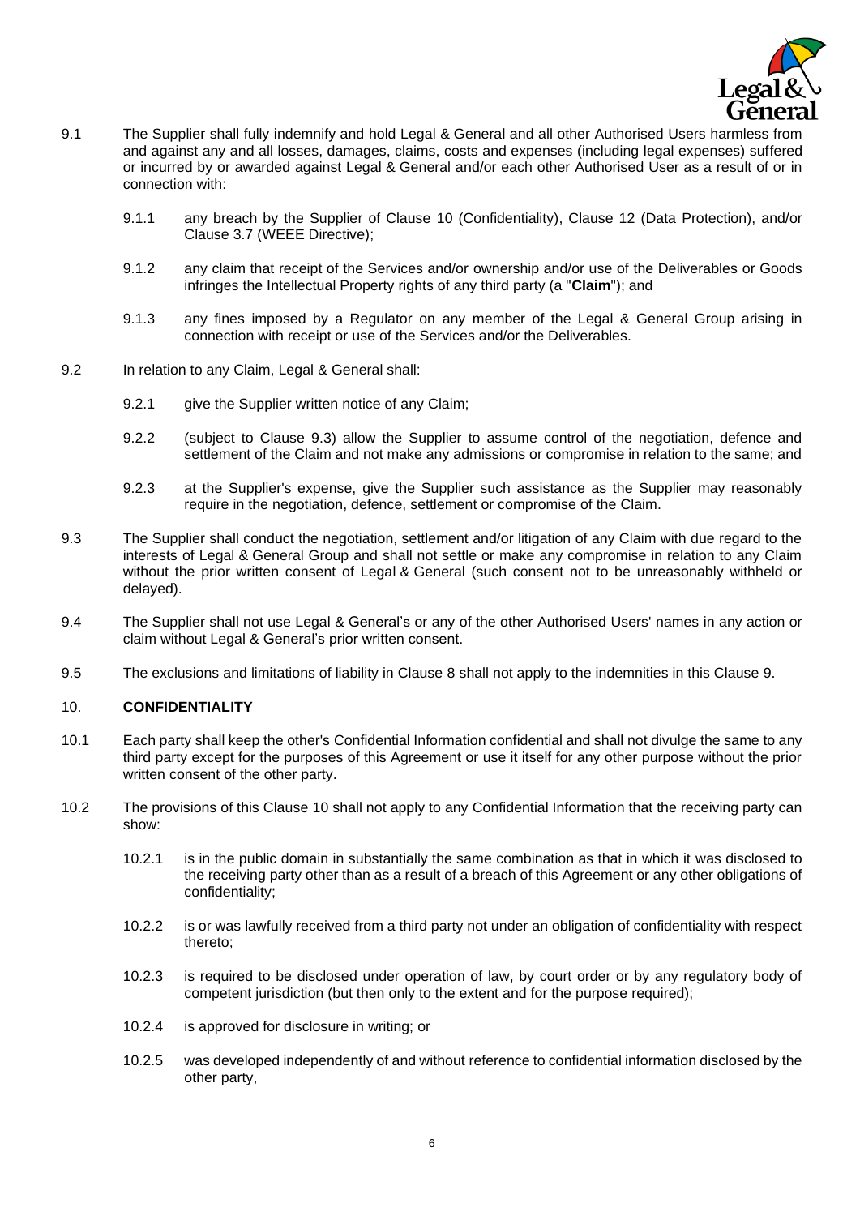9.1 The Supplier shall fully indemnify and hold Legal & General and all other Authorised Users harmless from and against any and all losses, damages, claims, costs and expenses (including legal expenses) suffered or incurred by or awarded against Legal & General and/or each other Authorised User as a result of or in connection with:

9.1.1 any breach by the Supplier of Clause 10 (Confidentiality), Clause 12 (Data Protection), and/or Clause 3.7 (WEEE Directive);

9.1.2 any claim that receipt of the Services and/or ownership and/or use of the Deliverables or Goods infringes the Intellectual Property rights of any third party (a "**Claim**"); and

9.1.3 any fines imposed by a Regulator on any member of the Legal & General Group arising in connection with receipt or use of the Services and/or the Deliverables.

9.2 In relation to any Claim, Legal & General shall:

9.2.1 give the Supplier written notice of any Claim;

9.2.2 (subject to Clause 9.3) allow the Supplier to assume control of the negotiation, defence and settlement of the Claim and not make any admissions or compromise in relation to the same; and

9.2.3 at the Supplier's expense, give the Supplier such assistance as the Supplier may reasonably require in the negotiation, defence, settlement or compromise of the Claim.

9.3 The Supplier shall conduct the negotiation, settlement and/or litigation of any Claim with due regard to the interests of Legal & General Group and shall not settle or make any compromise in relation to any Claim without the prior written consent of Legal & General (such consent not to be unreasonably withheld or delayed).

9.4 The Supplier shall not use Legal & General's or any of the other Authorised Users' names in any action or claim without Legal & General's prior written consent.

9.5 The exclusions and limitations of liability in Clause 8 shall not apply to the indemnities in this Clause 9.

## 10. CONFIDENTIALITY

10.1 Each party shall keep the other's Confidential Information confidential and shall not divulge the same to any third party except for the purposes of this Agreement or use it itself for any other purpose without the prior written consent of the other party.

10.2 The provisions of this Clause 10 shall not apply to any Confidential Information that the receiving party can show:

10.2.1 is in the public domain in substantially the same combination as that in which it was disclosed to the receiving party other than as a result of a breach of this Agreement or any other obligations of confidentiality;

10.2.2 is or was lawfully received from a third party not under an obligation of confidentiality with respect thereto;

10.2.3 is required to be disclosed under operation of law, by court order or by any regulatory body of competent jurisdiction (but then only to the extent and for the purpose required);

10.2.4 is approved for disclosure in writing; or

10.2.5 was developed independently of and without reference to confidential information disclosed by the other party,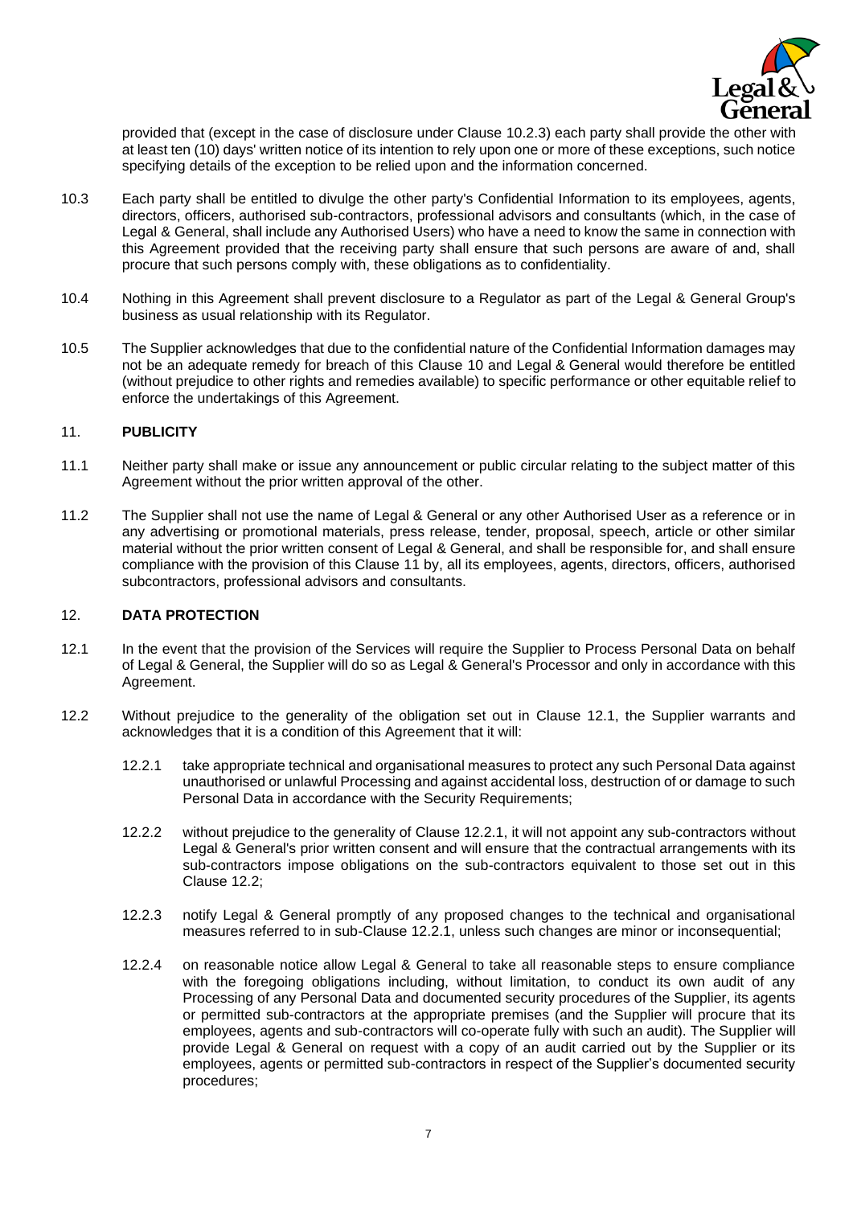provided that (except in the case of disclosure under Clause 10.2.3) each party shall provide the other with at least ten (10) days' written notice of its intention to rely upon one or more of these exceptions, such notice specifying details of the exception to be relied upon and the information concerned.

10.3 Each party shall be entitled to divulge the other party's Confidential Information to its employees, agents, directors, officers, authorised sub-contractors, professional advisors and consultants (which, in the case of Legal & General, shall include any Authorised Users) who have a need to know the same in connection with this Agreement provided that the receiving party shall ensure that such persons are aware of and, shall procure that such persons comply with, these obligations as to confidentiality.

10.4 Nothing in this Agreement shall prevent disclosure to a Regulator as part of the Legal & General Group's business as usual relationship with its Regulator.

10.5 The Supplier acknowledges that due to the confidential nature of the Confidential Information damages may not be an adequate remedy for breach of this Clause 10 and Legal & General would therefore be entitled (without prejudice to other rights and remedies available) to specific performance or other equitable relief to enforce the undertakings of this Agreement.

## 11. PUBLICITY

11.1 Neither party shall make or issue any announcement or public circular relating to the subject matter of this Agreement without the prior written approval of the other.

11.2 The Supplier shall not use the name of Legal & General or any other Authorised User as a reference or in any advertising or promotional materials, press release, tender, proposal, speech, article or other similar material without the prior written consent of Legal & General, and shall be responsible for, and shall ensure compliance with the provision of this Clause 11 by, all its employees, agents, directors, officers, authorised subcontractors, professional advisors and consultants.

## 12. DATA PROTECTION

12.1 In the event that the provision of the Services will require the Supplier to Process Personal Data on behalf of Legal & General, the Supplier will do so as Legal & General's Processor and only in accordance with this Agreement.

12.2 Without prejudice to the generality of the obligation set out in Clause 12.1, the Supplier warrants and acknowledges that it is a condition of this Agreement that it will:

12.2.1 take appropriate technical and organisational measures to protect any such Personal Data against unauthorised or unlawful Processing and against accidental loss, destruction of or damage to such Personal Data in accordance with the Security Requirements;

12.2.2 without prejudice to the generality of Clause 12.2.1, it will not appoint any sub-contractors without Legal & General's prior written consent and will ensure that the contractual arrangements with its sub-contractors impose obligations on the sub-contractors equivalent to those set out in this Clause 12.2;

12.2.3 notify Legal & General promptly of any proposed changes to the technical and organisational measures referred to in sub-Clause 12.2.1, unless such changes are minor or inconsequential;

12.2.4 on reasonable notice allow Legal & General to take all reasonable steps to ensure compliance with the foregoing obligations including, without limitation, to conduct its own audit of any Processing of any Personal Data and documented security procedures of the Supplier, its agents or permitted sub-contractors at the appropriate premises (and the Supplier will procure that its employees, agents and sub-contractors will co-operate fully with such an audit). The Supplier will provide Legal & General on request with a copy of an audit carried out by the Supplier or its employees, agents or permitted sub-contractors in respect of the Supplier's documented security procedures;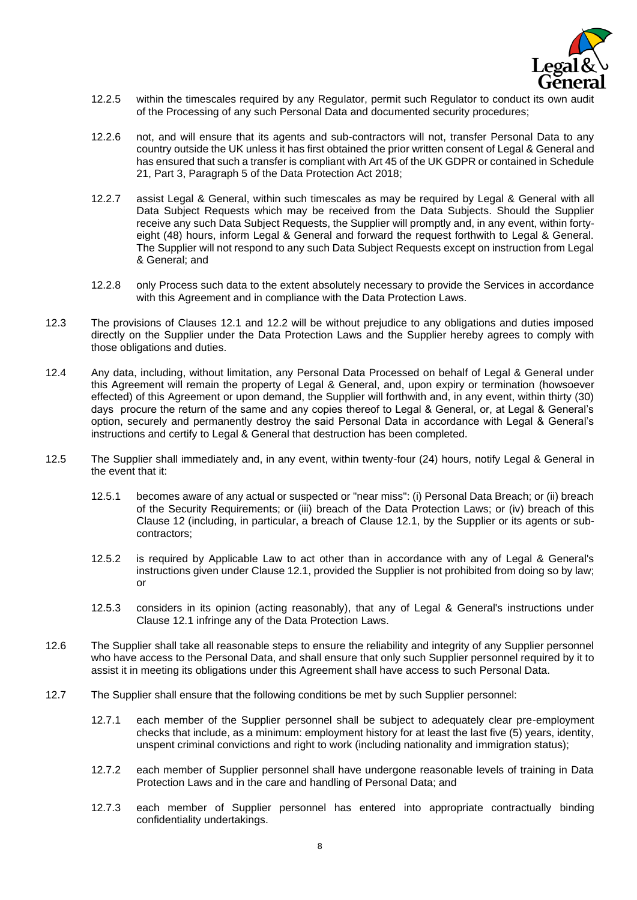12.2.5 within the timescales required by any Regulator, permit such Regulator to conduct its own audit of the Processing of any such Personal Data and documented security procedures;

12.2.6 not, and will ensure that its agents and sub-contractors will not, transfer Personal Data to any country outside the UK unless it has first obtained the prior written consent of Legal & General and has ensured that such a transfer is compliant with Art 45 of the UK GDPR or contained in Schedule 21, Part 3, Paragraph 5 of the Data Protection Act 2018;

12.2.7 assist Legal & General, within such timescales as may be required by Legal & General with all Data Subject Requests which may be received from the Data Subjects. Should the Supplier receive any such Data Subject Requests, the Supplier will promptly and, in any event, within forty-eight (48) hours, inform Legal & General and forward the request forthwith to Legal & General. The Supplier will not respond to any such Data Subject Requests except on instruction from Legal & General; and

12.2.8 only Process such data to the extent absolutely necessary to provide the Services in accordance with this Agreement and in compliance with the Data Protection Laws.

12.3 The provisions of Clauses 12.1 and 12.2 will be without prejudice to any obligations and duties imposed directly on the Supplier under the Data Protection Laws and the Supplier hereby agrees to comply with those obligations and duties.

12.4 Any data, including, without limitation, any Personal Data Processed on behalf of Legal & General under this Agreement will remain the property of Legal & General, and, upon expiry or termination (howsoever effected) of this Agreement or upon demand, the Supplier will forthwith and, in any event, within thirty (30) days procure the return of the same and any copies thereof to Legal & General, or, at Legal & General's option, securely and permanently destroy the said Personal Data in accordance with Legal & General's instructions and certify to Legal & General that destruction has been completed.

12.5 The Supplier shall immediately and, in any event, within twenty-four (24) hours, notify Legal & General in the event that it:

12.5.1 becomes aware of any actual or suspected or "near miss": (i) Personal Data Breach; or (ii) breach of the Security Requirements; or (iii) breach of the Data Protection Laws; or (iv) breach of this Clause 12 (including, in particular, a breach of Clause 12.1, by the Supplier or its agents or sub-contractors;

12.5.2 is required by Applicable Law to act other than in accordance with any of Legal & General's instructions given under Clause 12.1, provided the Supplier is not prohibited from doing so by law; or

12.5.3 considers in its opinion (acting reasonably), that any of Legal & General's instructions under Clause 12.1 infringe any of the Data Protection Laws.

12.6 The Supplier shall take all reasonable steps to ensure the reliability and integrity of any Supplier personnel who have access to the Personal Data, and shall ensure that only such Supplier personnel required by it to assist it in meeting its obligations under this Agreement shall have access to such Personal Data.

12.7 The Supplier shall ensure that the following conditions be met by such Supplier personnel:

12.7.1 each member of the Supplier personnel shall be subject to adequately clear pre-employment checks that include, as a minimum: employment history for at least the last five (5) years, identity, unspent criminal convictions and right to work (including nationality and immigration status);

12.7.2 each member of Supplier personnel shall have undergone reasonable levels of training in Data Protection Laws and in the care and handling of Personal Data; and

12.7.3 each member of Supplier personnel has entered into appropriate contractually binding confidentiality undertakings.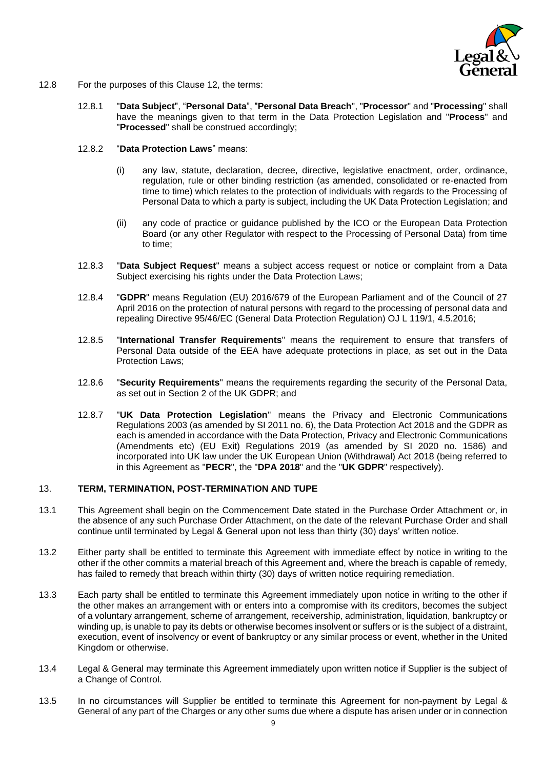12.8 For the purposes of this Clause 12, the terms:

12.8.1 "**Data Subject**", "**Personal Data**", "**Personal Data Breach**", "**Processor**" and "**Processing**" shall have the meanings given to that term in the Data Protection Legislation and "**Process**" and "**Processed**" shall be construed accordingly;

12.8.2 "**Data Protection Laws**" means:

(i) any law, statute, declaration, decree, directive, legislative enactment, order, ordinance, regulation, rule or other binding restriction (as amended, consolidated or re-enacted from time to time) which relates to the protection of individuals with regards to the Processing of Personal Data to which a party is subject, including the UK Data Protection Legislation; and

(ii) any code of practice or guidance published by the ICO or the European Data Protection Board (or any other Regulator with respect to the Processing of Personal Data) from time to time;

12.8.3 "**Data Subject Request**" means a subject access request or notice or complaint from a Data Subject exercising his rights under the Data Protection Laws;

12.8.4 "**GDPR**" means Regulation (EU) 2016/679 of the European Parliament and of the Council of 27 April 2016 on the protection of natural persons with regard to the processing of personal data and repealing Directive 95/46/EC (General Data Protection Regulation) OJ L 119/1, 4.5.2016;

12.8.5 "**International Transfer Requirements**" means the requirement to ensure that transfers of Personal Data outside of the EEA have adequate protections in place, as set out in the Data Protection Laws;

12.8.6 "**Security Requirements**" means the requirements regarding the security of the Personal Data, as set out in Section 2 of the UK GDPR; and

12.8.7 "**UK Data Protection Legislation**" means the Privacy and Electronic Communications Regulations 2003 (as amended by SI 2011 no. 6), the Data Protection Act 2018 and the GDPR as each is amended in accordance with the Data Protection, Privacy and Electronic Communications (Amendments etc) (EU Exit) Regulations 2019 (as amended by SI 2020 no. 1586) and incorporated into UK law under the UK European Union (Withdrawal) Act 2018 (being referred to in this Agreement as "**PECR**", the "**DPA 2018**" and the "**UK GDPR**" respectively).

## 13. TERM, TERMINATION, POST-TERMINATION AND TUPE

13.1 This Agreement shall begin on the Commencement Date stated in the Purchase Order Attachment or, in the absence of any such Purchase Order Attachment, on the date of the relevant Purchase Order and shall continue until terminated by Legal & General upon not less than thirty (30) days' written notice.

13.2 Either party shall be entitled to terminate this Agreement with immediate effect by notice in writing to the other if the other commits a material breach of this Agreement and, where the breach is capable of remedy, has failed to remedy that breach within thirty (30) days of written notice requiring remediation.

13.3 Each party shall be entitled to terminate this Agreement immediately upon notice in writing to the other if the other makes an arrangement with or enters into a compromise with its creditors, becomes the subject of a voluntary arrangement, scheme of arrangement, receivership, administration, liquidation, bankruptcy or winding up, is unable to pay its debts or otherwise becomes insolvent or suffers or is the subject of a distraint, execution, event of insolvency or event of bankruptcy or any similar process or event, whether in the United Kingdom or otherwise.

13.4 Legal & General may terminate this Agreement immediately upon written notice if Supplier is the subject of a Change of Control.

13.5 In no circumstances will Supplier be entitled to terminate this Agreement for non-payment by Legal & General of any part of the Charges or any other sums due where a dispute has arisen under or in connection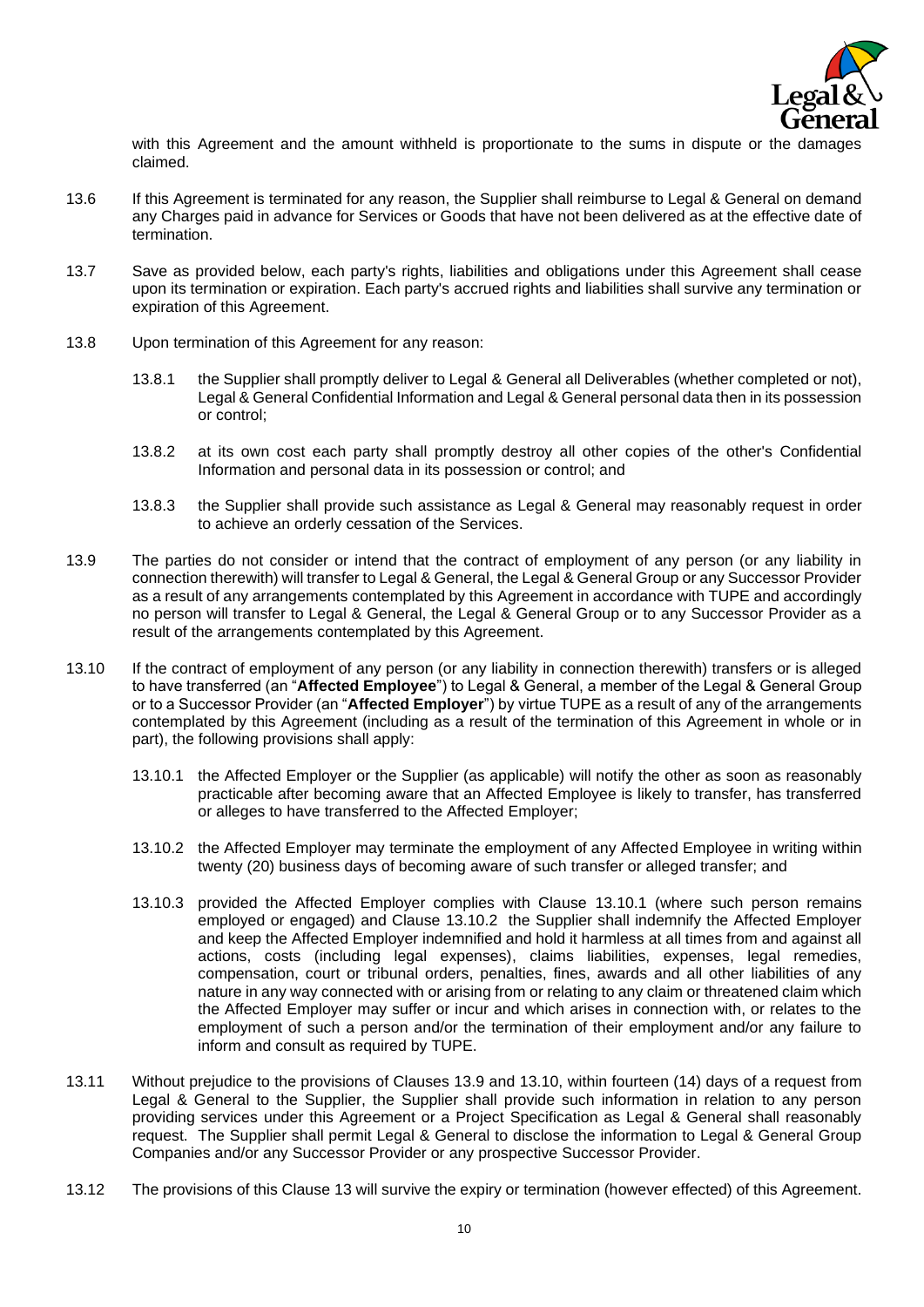with this Agreement and the amount withheld is proportionate to the sums in dispute or the damages claimed.

13.6 If this Agreement is terminated for any reason, the Supplier shall reimburse to Legal & General on demand any Charges paid in advance for Services or Goods that have not been delivered as at the effective date of termination.

13.7 Save as provided below, each party's rights, liabilities and obligations under this Agreement shall cease upon its termination or expiration. Each party's accrued rights and liabilities shall survive any termination or expiration of this Agreement.

13.8 Upon termination of this Agreement for any reason:

13.8.1 the Supplier shall promptly deliver to Legal & General all Deliverables (whether completed or not), Legal & General Confidential Information and Legal & General personal data then in its possession or control;

13.8.2 at its own cost each party shall promptly destroy all other copies of the other's Confidential Information and personal data in its possession or control; and

13.8.3 the Supplier shall provide such assistance as Legal & General may reasonably request in order to achieve an orderly cessation of the Services.

13.9 The parties do not consider or intend that the contract of employment of any person (or any liability in connection therewith) will transfer to Legal & General, the Legal & General Group or any Successor Provider as a result of any arrangements contemplated by this Agreement in accordance with TUPE and accordingly no person will transfer to Legal & General, the Legal & General Group or to any Successor Provider as a result of the arrangements contemplated by this Agreement.

13.10 If the contract of employment of any person (or any liability in connection therewith) transfers or is alleged to have transferred (an "**Affected Employee**") to Legal & General, a member of the Legal & General Group or to a Successor Provider (an "**Affected Employer**") by virtue TUPE as a result of any of the arrangements contemplated by this Agreement (including as a result of the termination of this Agreement in whole or in part), the following provisions shall apply:

13.10.1 the Affected Employer or the Supplier (as applicable) will notify the other as soon as reasonably practicable after becoming aware that an Affected Employee is likely to transfer, has transferred or alleges to have transferred to the Affected Employer;

13.10.2 the Affected Employer may terminate the employment of any Affected Employee in writing within twenty (20) business days of becoming aware of such transfer or alleged transfer; and

13.10.3 provided the Affected Employer complies with Clause 13.10.1 (where such person remains employed or engaged) and Clause 13.10.2 the Supplier shall indemnify the Affected Employer and keep the Affected Employer indemnified and hold it harmless at all times from and against all actions, costs (including legal expenses), claims liabilities, expenses, legal remedies, compensation, court or tribunal orders, penalties, fines, awards and all other liabilities of any nature in any way connected with or arising from or relating to any claim or threatened claim which the Affected Employer may suffer or incur and which arises in connection with, or relates to the employment of such a person and/or the termination of their employment and/or any failure to inform and consult as required by TUPE.

13.11 Without prejudice to the provisions of Clauses 13.9 and 13.10, within fourteen (14) days of a request from Legal & General to the Supplier, the Supplier shall provide such information in relation to any person providing services under this Agreement or a Project Specification as Legal & General shall reasonably request. The Supplier shall permit Legal & General to disclose the information to Legal & General Group Companies and/or any Successor Provider or any prospective Successor Provider.

13.12 The provisions of this Clause 13 will survive the expiry or termination (however effected) of this Agreement.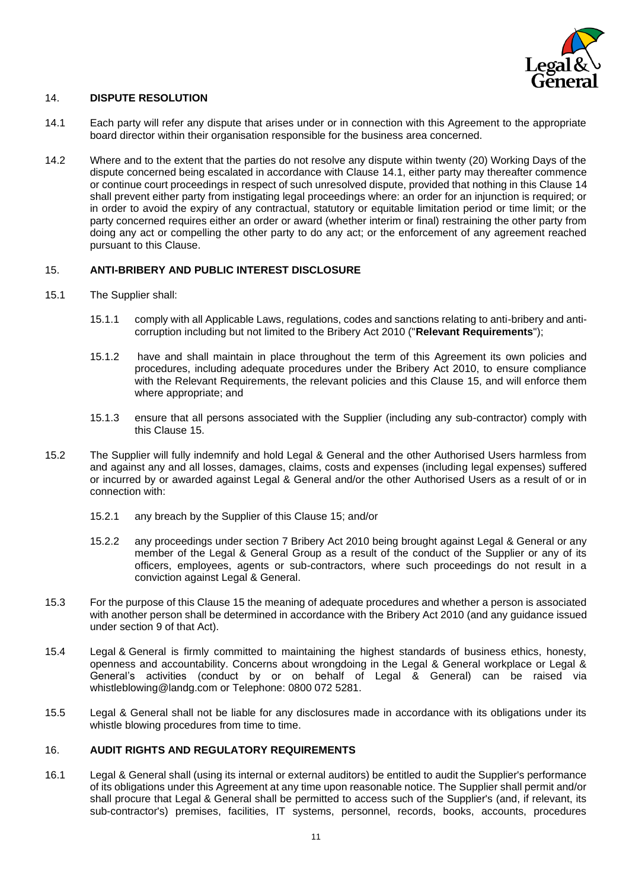## 14. DISPUTE RESOLUTION

14.1 Each party will refer any dispute that arises under or in connection with this Agreement to the appropriate board director within their organisation responsible for the business area concerned.

14.2 Where and to the extent that the parties do not resolve any dispute within twenty (20) Working Days of the dispute concerned being escalated in accordance with Clause 14.1, either party may thereafter commence or continue court proceedings in respect of such unresolved dispute, provided that nothing in this Clause 14 shall prevent either party from instigating legal proceedings where: an order for an injunction is required; or in order to avoid the expiry of any contractual, statutory or equitable limitation period or time limit; or the party concerned requires either an order or award (whether interim or final) restraining the other party from doing any act or compelling the other party to do any act; or the enforcement of any agreement reached pursuant to this Clause.

## 15. ANTI-BRIBERY AND PUBLIC INTEREST DISCLOSURE

15.1 The Supplier shall:

15.1.1 comply with all Applicable Laws, regulations, codes and sanctions relating to anti-bribery and anti-corruption including but not limited to the Bribery Act 2010 ("**Relevant Requirements**");

15.1.2 have and shall maintain in place throughout the term of this Agreement its own policies and procedures, including adequate procedures under the Bribery Act 2010, to ensure compliance with the Relevant Requirements, the relevant policies and this Clause 15, and will enforce them where appropriate; and

15.1.3 ensure that all persons associated with the Supplier (including any sub-contractor) comply with this Clause 15.

15.2 The Supplier will fully indemnify and hold Legal & General and the other Authorised Users harmless from and against any and all losses, damages, claims, costs and expenses (including legal expenses) suffered or incurred by or awarded against Legal & General and/or the other Authorised Users as a result of or in connection with:

15.2.1 any breach by the Supplier of this Clause 15; and/or

15.2.2 any proceedings under section 7 Bribery Act 2010 being brought against Legal & General or any member of the Legal & General Group as a result of the conduct of the Supplier or any of its officers, employees, agents or sub-contractors, where such proceedings do not result in a conviction against Legal & General.

15.3 For the purpose of this Clause 15 the meaning of adequate procedures and whether a person is associated with another person shall be determined in accordance with the Bribery Act 2010 (and any guidance issued under section 9 of that Act).

15.4 Legal & General is firmly committed to maintaining the highest standards of business ethics, honesty, openness and accountability. Concerns about wrongdoing in the Legal & General workplace or Legal & General's activities (conduct by or on behalf of Legal & General) can be raised via whistleblowing@landg.com or Telephone: 0800 072 5281.

15.5 Legal & General shall not be liable for any disclosures made in accordance with its obligations under its whistle blowing procedures from time to time.

## 16. AUDIT RIGHTS AND REGULATORY REQUIREMENTS

16.1 Legal & General shall (using its internal or external auditors) be entitled to audit the Supplier's performance of its obligations under this Agreement at any time upon reasonable notice. The Supplier shall permit and/or shall procure that Legal & General shall be permitted to access such of the Supplier's (and, if relevant, its sub-contractor's) premises, facilities, IT systems, personnel, records, books, accounts, procedures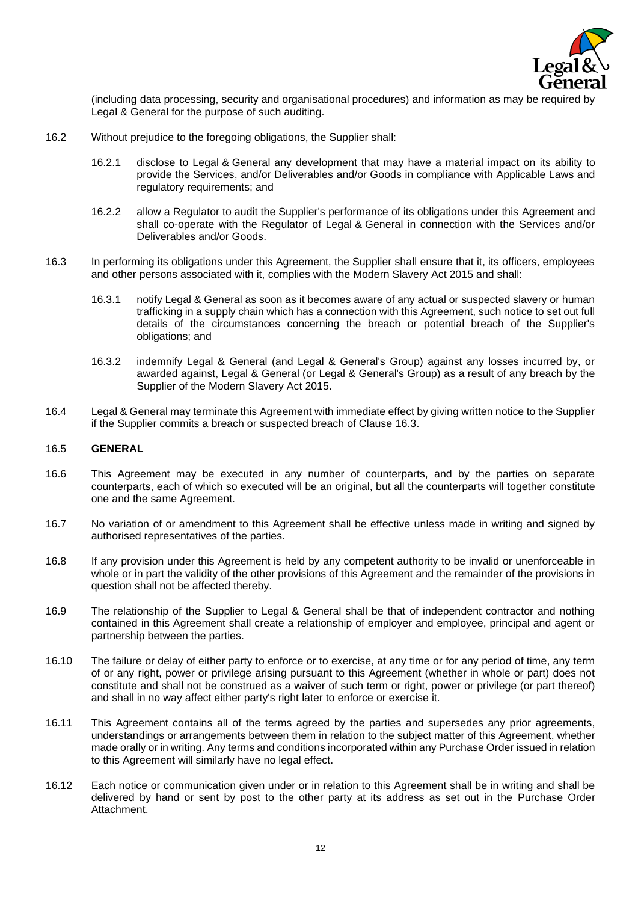(including data processing, security and organisational procedures) and information as may be required by Legal & General for the purpose of such auditing.

16.2 Without prejudice to the foregoing obligations, the Supplier shall:

16.2.1 disclose to Legal & General any development that may have a material impact on its ability to provide the Services, and/or Deliverables and/or Goods in compliance with Applicable Laws and regulatory requirements; and

16.2.2 allow a Regulator to audit the Supplier's performance of its obligations under this Agreement and shall co-operate with the Regulator of Legal & General in connection with the Services and/or Deliverables and/or Goods.

16.3 In performing its obligations under this Agreement, the Supplier shall ensure that it, its officers, employees and other persons associated with it, complies with the Modern Slavery Act 2015 and shall:

16.3.1 notify Legal & General as soon as it becomes aware of any actual or suspected slavery or human trafficking in a supply chain which has a connection with this Agreement, such notice to set out full details of the circumstances concerning the breach or potential breach of the Supplier's obligations; and

16.3.2 indemnify Legal & General (and Legal & General's Group) against any losses incurred by, or awarded against, Legal & General (or Legal & General's Group) as a result of any breach by the Supplier of the Modern Slavery Act 2015.

16.4 Legal & General may terminate this Agreement with immediate effect by giving written notice to the Supplier if the Supplier commits a breach or suspected breach of Clause 16.3.

16.5 **GENERAL**

16.6 This Agreement may be executed in any number of counterparts, and by the parties on separate counterparts, each of which so executed will be an original, but all the counterparts will together constitute one and the same Agreement.

16.7 No variation of or amendment to this Agreement shall be effective unless made in writing and signed by authorised representatives of the parties.

16.8 If any provision under this Agreement is held by any competent authority to be invalid or unenforceable in whole or in part the validity of the other provisions of this Agreement and the remainder of the provisions in question shall not be affected thereby.

16.9 The relationship of the Supplier to Legal & General shall be that of independent contractor and nothing contained in this Agreement shall create a relationship of employer and employee, principal and agent or partnership between the parties.

16.10 The failure or delay of either party to enforce or to exercise, at any time or for any period of time, any term of or any right, power or privilege arising pursuant to this Agreement (whether in whole or part) does not constitute and shall not be construed as a waiver of such term or right, power or privilege (or part thereof) and shall in no way affect either party's right later to enforce or exercise it.

16.11 This Agreement contains all of the terms agreed by the parties and supersedes any prior agreements, understandings or arrangements between them in relation to the subject matter of this Agreement, whether made orally or in writing. Any terms and conditions incorporated within any Purchase Order issued in relation to this Agreement will similarly have no legal effect.

16.12 Each notice or communication given under or in relation to this Agreement shall be in writing and shall be delivered by hand or sent by post to the other party at its address as set out in the Purchase Order Attachment.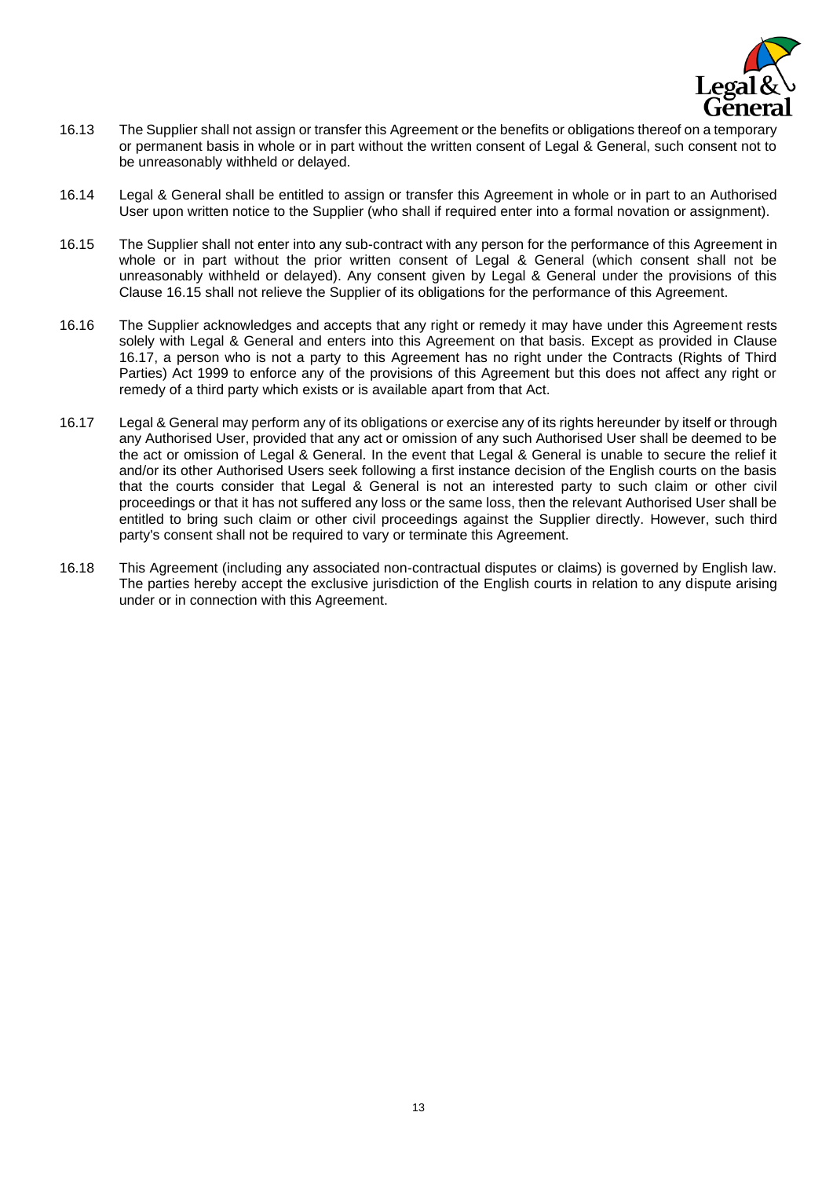16.13 The Supplier shall not assign or transfer this Agreement or the benefits or obligations thereof on a temporary or permanent basis in whole or in part without the written consent of Legal & General, such consent not to be unreasonably withheld or delayed.

16.14 Legal & General shall be entitled to assign or transfer this Agreement in whole or in part to an Authorised User upon written notice to the Supplier (who shall if required enter into a formal novation or assignment).

16.15 The Supplier shall not enter into any sub-contract with any person for the performance of this Agreement in whole or in part without the prior written consent of Legal & General (which consent shall not be unreasonably withheld or delayed). Any consent given by Legal & General under the provisions of this Clause 16.15 shall not relieve the Supplier of its obligations for the performance of this Agreement.

16.16 The Supplier acknowledges and accepts that any right or remedy it may have under this Agreement rests solely with Legal & General and enters into this Agreement on that basis. Except as provided in Clause 16.17, a person who is not a party to this Agreement has no right under the Contracts (Rights of Third Parties) Act 1999 to enforce any of the provisions of this Agreement but this does not affect any right or remedy of a third party which exists or is available apart from that Act.

16.17 Legal & General may perform any of its obligations or exercise any of its rights hereunder by itself or through any Authorised User, provided that any act or omission of any such Authorised User shall be deemed to be the act or omission of Legal & General. In the event that Legal & General is unable to secure the relief it and/or its other Authorised Users seek following a first instance decision of the English courts on the basis that the courts consider that Legal & General is not an interested party to such claim or other civil proceedings or that it has not suffered any loss or the same loss, then the relevant Authorised User shall be entitled to bring such claim or other civil proceedings against the Supplier directly. However, such third party's consent shall not be required to vary or terminate this Agreement.

16.18 This Agreement (including any associated non-contractual disputes or claims) is governed by English law. The parties hereby accept the exclusive jurisdiction of the English courts in relation to any dispute arising under or in connection with this Agreement.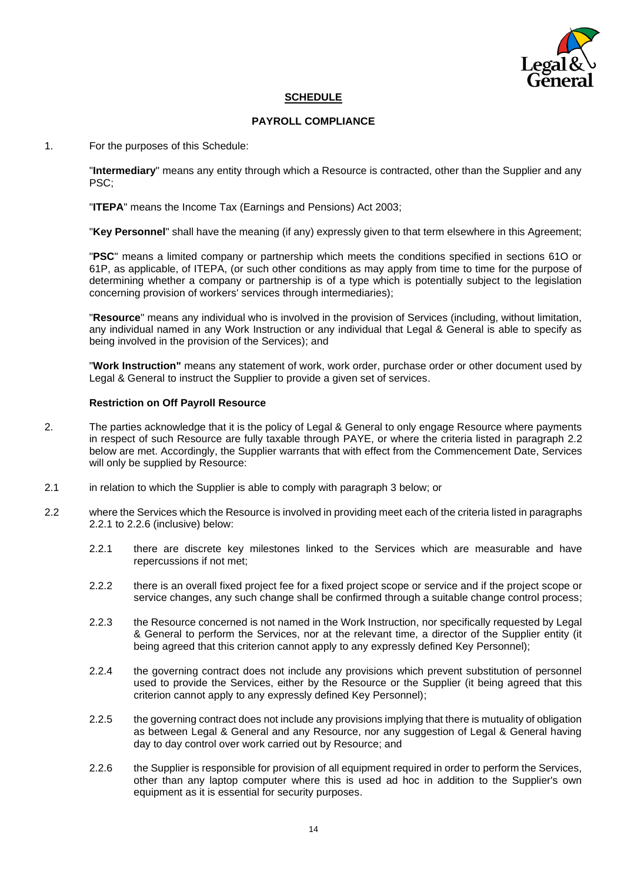## SCHEDULE

### PAYROLL COMPLIANCE

1. For the purposes of this Schedule:

   "**Intermediary**" means any entity through which a Resource is contracted, other than the Supplier and any PSC;

   "**ITEPA**" means the Income Tax (Earnings and Pensions) Act 2003;

   "**Key Personnel**" shall have the meaning (if any) expressly given to that term elsewhere in this Agreement;

   "**PSC**" means a limited company or partnership which meets the conditions specified in sections 61O or 61P, as applicable, of ITEPA, (or such other conditions as may apply from time to time for the purpose of determining whether a company or partnership is of a type which is potentially subject to the legislation concerning provision of workers' services through intermediaries);

   "**Resource**" means any individual who is involved in the provision of Services (including, without limitation, any individual named in any Work Instruction or any individual that Legal & General is able to specify as being involved in the provision of the Services); and

   "**Work Instruction"** means any statement of work, work order, purchase order or other document used by Legal & General to instruct the Supplier to provide a given set of services.

   **Restriction on Off Payroll Resource**

2. The parties acknowledge that it is the policy of Legal & General to only engage Resource where payments in respect of such Resource are fully taxable through PAYE, or where the criteria listed in paragraph 2.2 below are met. Accordingly, the Supplier warrants that with effect from the Commencement Date, Services will only be supplied by Resource:

2.1 in relation to which the Supplier is able to comply with paragraph 3 below; or

2.2 where the Services which the Resource is involved in providing meet each of the criteria listed in paragraphs 2.2.1 to 2.2.6 (inclusive) below:

   2.2.1 there are discrete key milestones linked to the Services which are measurable and have repercussions if not met;

   2.2.2 there is an overall fixed project fee for a fixed project scope or service and if the project scope or service changes, any such change shall be confirmed through a suitable change control process;

   2.2.3 the Resource concerned is not named in the Work Instruction, nor specifically requested by Legal & General to perform the Services, nor at the relevant time, a director of the Supplier entity (it being agreed that this criterion cannot apply to any expressly defined Key Personnel);

   2.2.4 the governing contract does not include any provisions which prevent substitution of personnel used to provide the Services, either by the Resource or the Supplier (it being agreed that this criterion cannot apply to any expressly defined Key Personnel);

   2.2.5 the governing contract does not include any provisions implying that there is mutuality of obligation as between Legal & General and any Resource, nor any suggestion of Legal & General having day to day control over work carried out by Resource; and

   2.2.6 the Supplier is responsible for provision of all equipment required in order to perform the Services, other than any laptop computer where this is used ad hoc in addition to the Supplier's own equipment as it is essential for security purposes.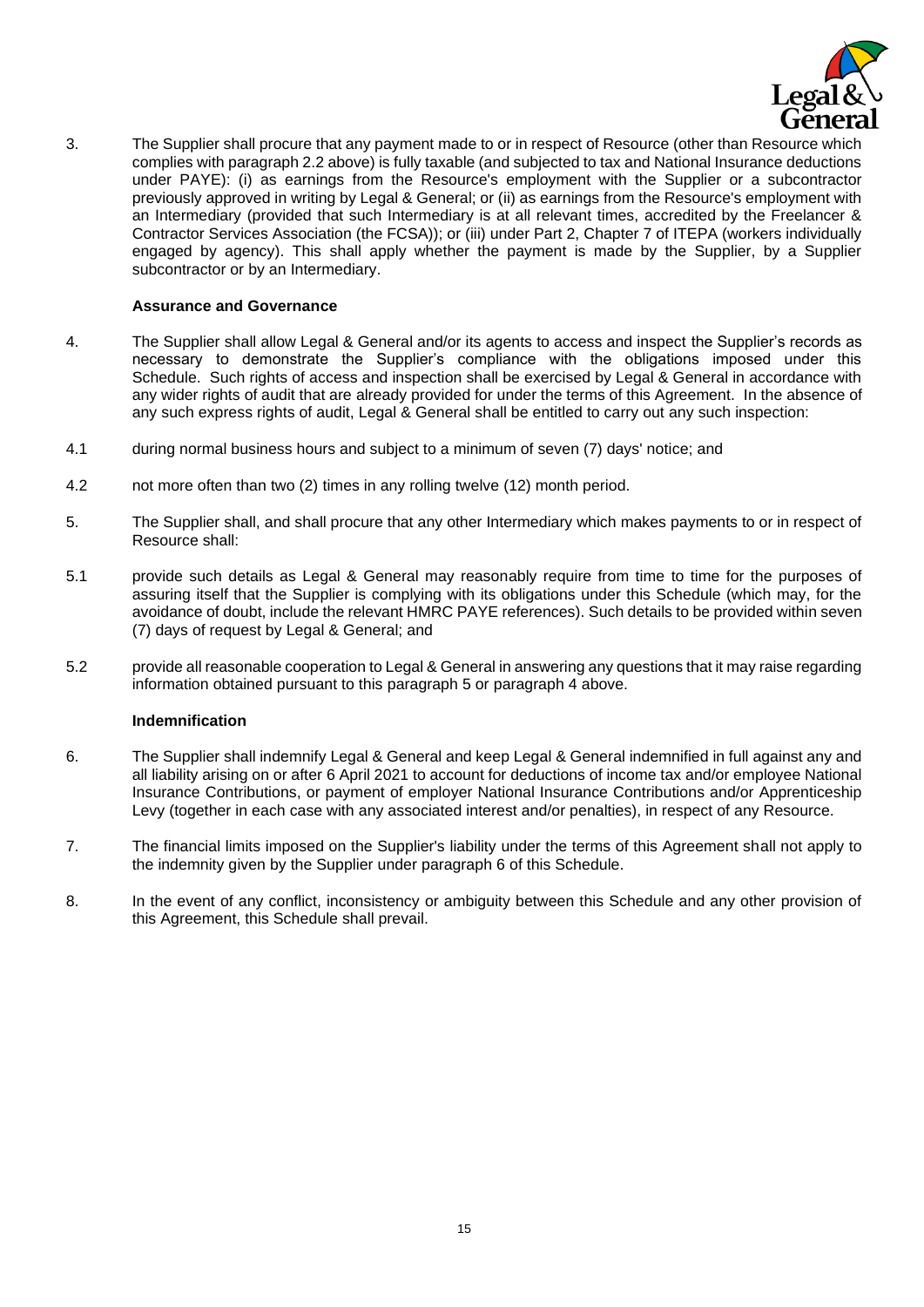3. The Supplier shall procure that any payment made to or in respect of Resource (other than Resource which complies with paragraph 2.2 above) is fully taxable (and subjected to tax and National Insurance deductions under PAYE): (i) as earnings from the Resource's employment with the Supplier or a subcontractor previously approved in writing by Legal & General; or (ii) as earnings from the Resource's employment with an Intermediary (provided that such Intermediary is at all relevant times, accredited by the Freelancer & Contractor Services Association (the FCSA)); or (iii) under Part 2, Chapter 7 of ITEPA (workers individually engaged by agency). This shall apply whether the payment is made by the Supplier, by a Supplier subcontractor or by an Intermediary.

**Assurance and Governance**

4. The Supplier shall allow Legal & General and/or its agents to access and inspect the Supplier's records as necessary to demonstrate the Supplier's compliance with the obligations imposed under this Schedule. Such rights of access and inspection shall be exercised by Legal & General in accordance with any wider rights of audit that are already provided for under the terms of this Agreement. In the absence of any such express rights of audit, Legal & General shall be entitled to carry out any such inspection:

4.1 during normal business hours and subject to a minimum of seven (7) days' notice; and

4.2 not more often than two (2) times in any rolling twelve (12) month period.

5. The Supplier shall, and shall procure that any other Intermediary which makes payments to or in respect of Resource shall:

5.1 provide such details as Legal & General may reasonably require from time to time for the purposes of assuring itself that the Supplier is complying with its obligations under this Schedule (which may, for the avoidance of doubt, include the relevant HMRC PAYE references). Such details to be provided within seven (7) days of request by Legal & General; and

5.2 provide all reasonable cooperation to Legal & General in answering any questions that it may raise regarding information obtained pursuant to this paragraph 5 or paragraph 4 above.

**Indemnification**

6. The Supplier shall indemnify Legal & General and keep Legal & General indemnified in full against any and all liability arising on or after 6 April 2021 to account for deductions of income tax and/or employee National Insurance Contributions, or payment of employer National Insurance Contributions and/or Apprenticeship Levy (together in each case with any associated interest and/or penalties), in respect of any Resource.

7. The financial limits imposed on the Supplier's liability under the terms of this Agreement shall not apply to the indemnity given by the Supplier under paragraph 6 of this Schedule.

8. In the event of any conflict, inconsistency or ambiguity between this Schedule and any other provision of this Agreement, this Schedule shall prevail.